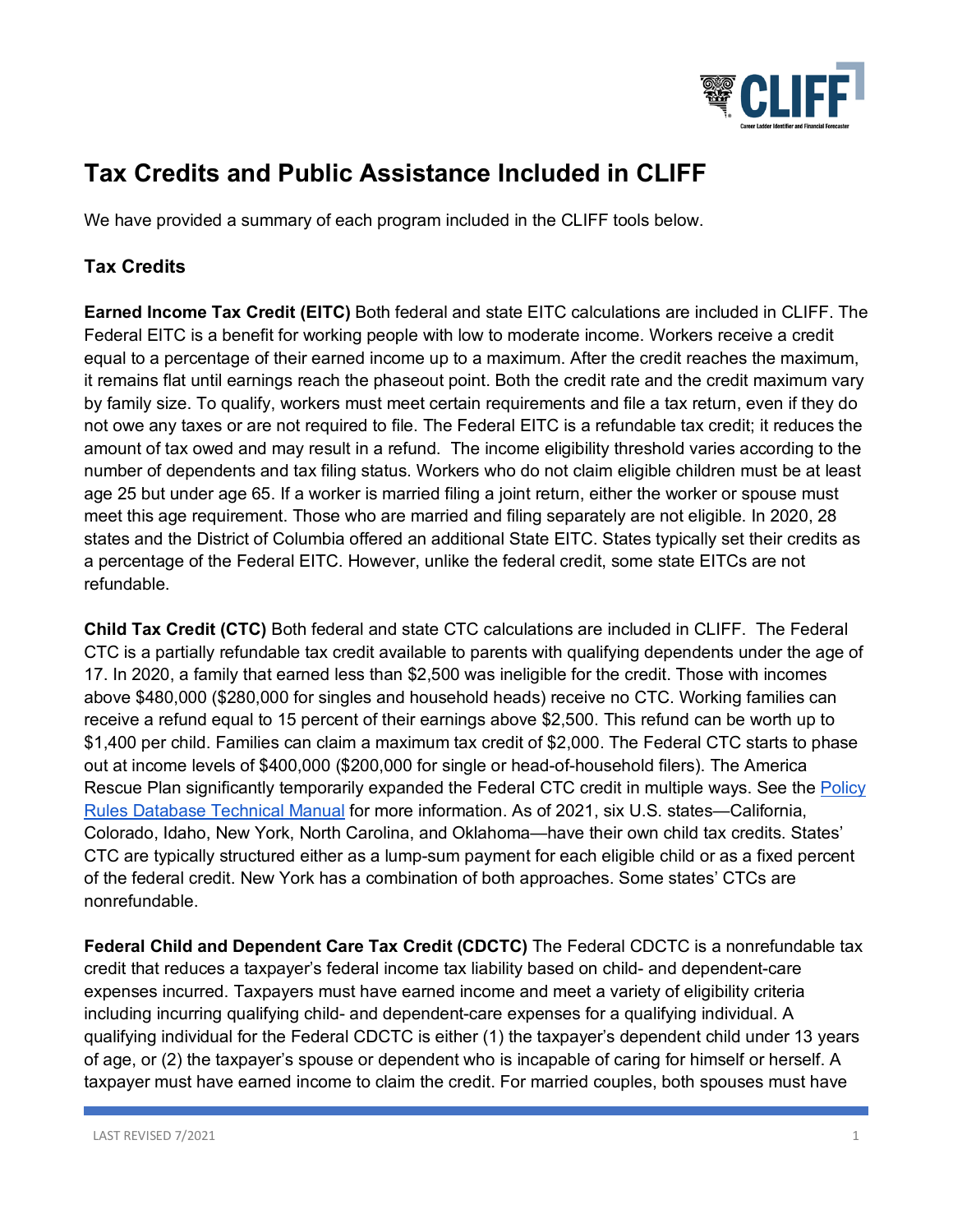# Tax Credits and Public Assistance Included in CLIFF

We have provided a summary of each program included in the CLIFF tools below.

## Tax Credits

**Earned Income Tax Credit (EITC)** Both federal and state EITC calculations are included in CLIFF. The Federal EITC is a benefit for working people with low to moderate income. Workers receive a credit equal to a percentage of their earned income up to a maximum. After the credit reaches the maximum, it remains flat until earnings reach the phaseout point. Both the credit rate and the credit maximum vary by family size. To qualify, workers must meet certain requirements and file a tax return, even if they do not owe any taxes or are not required to file. The Federal EITC is a refundable tax credit; it reduces the amount of tax owed and may result in a refund. The income eligibility threshold varies according to the number of dependents and tax filing status. Workers who do not claim eligible children must be at least age 25 but under age 65. If a worker is married filing a joint return, either the worker or spouse must meet this age requirement. Those who are married and filing separately are not eligible. In 2020, 28 states and the District of Columbia offered an additional State EITC. States typically set their credits as a percentage of the Federal EITC. However, unlike the federal credit, some state EITCs are not refundable.

**Child Tax Credit (CTC)** Both federal and state CTC calculations are included in CLIFF. The Federal CTC is a partially refundable tax credit available to parents with qualifying dependents under the age of 17. In 2020, a family that earned less than $2,500 was ineligible for the credit. Those with incomes above $480,000 ($280,000 for singles and household heads) receive no CTC. Working families can receive a refund equal to 15 percent of their earnings above $2,500. This refund can be worth up to $1,400 per child. Families can claim a maximum tax credit of $2,000. The Federal CTC starts to phase out at income levels of $400,000 ($200,000 for single or head-of-household filers). The America Rescue Plan significantly temporarily expanded the Federal CTC credit in multiple ways. See the Policy Rules Database Technical Manual for more information. As of 2021, six U.S. states—California, Colorado, Idaho, New York, North Carolina, and Oklahoma—have their own child tax credits. States' CTC are typically structured either as a lump-sum payment for each eligible child or as a fixed percent of the federal credit. New York has a combination of both approaches. Some states' CTCs are nonrefundable.

**Federal Child and Dependent Care Tax Credit (CDCTC)** The Federal CDCTC is a nonrefundable tax credit that reduces a taxpayer's federal income tax liability based on child- and dependent-care expenses incurred. Taxpayers must have earned income and meet a variety of eligibility criteria including incurring qualifying child- and dependent-care expenses for a qualifying individual. A qualifying individual for the Federal CDCTC is either (1) the taxpayer's dependent child under 13 years of age, or (2) the taxpayer's spouse or dependent who is incapable of caring for himself or herself. A taxpayer must have earned income to claim the credit. For married couples, both spouses must have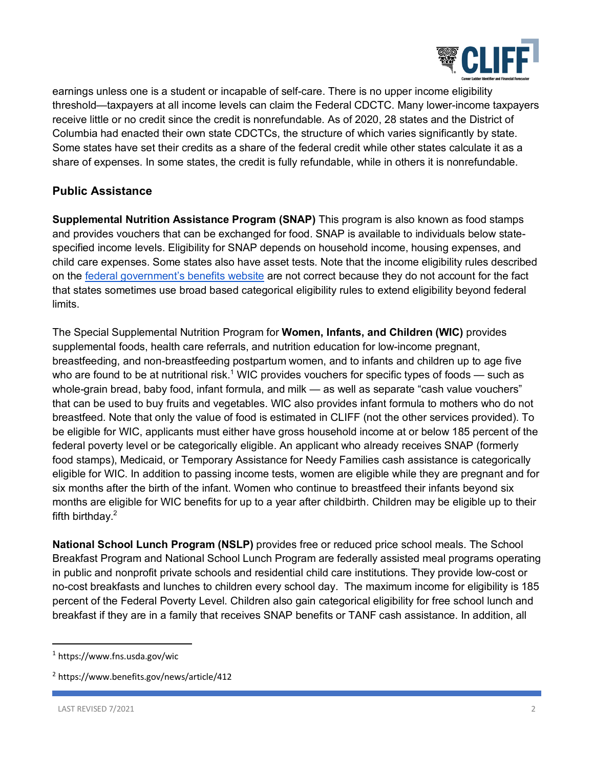earnings unless one is a student or incapable of self-care. There is no upper income eligibility threshold—taxpayers at all income levels can claim the Federal CDCTC. Many lower-income taxpayers receive little or no credit since the credit is nonrefundable. As of 2020, 28 states and the District of Columbia had enacted their own state CDCTCs, the structure of which varies significantly by state. Some states have set their credits as a share of the federal credit while other states calculate it as a share of expenses. In some states, the credit is fully refundable, while in others it is nonrefundable.

### Public Assistance

**Supplemental Nutrition Assistance Program (SNAP)** This program is also known as food stamps and provides vouchers that can be exchanged for food. SNAP is available to individuals below state-specified income levels. Eligibility for SNAP depends on household income, housing expenses, and child care expenses. Some states also have asset tests. Note that the income eligibility rules described on the federal government's benefits website are not correct because they do not account for the fact that states sometimes use broad based categorical eligibility rules to extend eligibility beyond federal limits.

The Special Supplemental Nutrition Program for **Women, Infants, and Children (WIC)** provides supplemental foods, health care referrals, and nutrition education for low-income pregnant, breastfeeding, and non-breastfeeding postpartum women, and to infants and children up to age five who are found to be at nutritional risk.[1] WIC provides vouchers for specific types of foods — such as whole-grain bread, baby food, infant formula, and milk — as well as separate "cash value vouchers" that can be used to buy fruits and vegetables. WIC also provides infant formula to mothers who do not breastfeed. Note that only the value of food is estimated in CLIFF (not the other services provided). To be eligible for WIC, applicants must either have gross household income at or below 185 percent of the federal poverty level or be categorically eligible. An applicant who already receives SNAP (formerly food stamps), Medicaid, or Temporary Assistance for Needy Families cash assistance is categorically eligible for WIC. In addition to passing income tests, women are eligible while they are pregnant and for six months after the birth of the infant. Women who continue to breastfeed their infants beyond six months are eligible for WIC benefits for up to a year after childbirth. Children may be eligible up to their fifth birthday.[2]

**National School Lunch Program (NSLP)** provides free or reduced price school meals. The School Breakfast Program and National School Lunch Program are federally assisted meal programs operating in public and nonprofit private schools and residential child care institutions. They provide low-cost or no-cost breakfasts and lunches to children every school day. The maximum income for eligibility is 185 percent of the Federal Poverty Level. Children also gain categorical eligibility for free school lunch and breakfast if they are in a family that receives SNAP benefits or TANF cash assistance. In addition, all

---

[1] https://www.fns.usda.gov/wic

[2] https://www.benefits.gov/news/article/412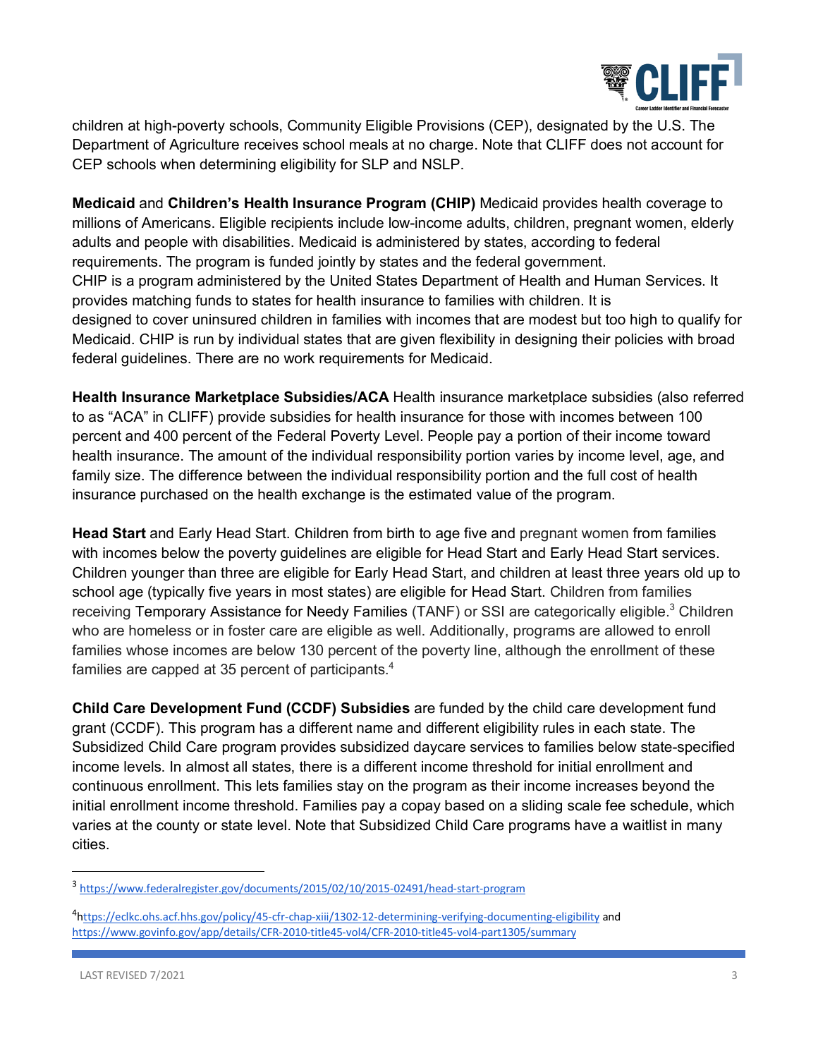children at high-poverty schools, Community Eligible Provisions (CEP), designated by the U.S. The Department of Agriculture receives school meals at no charge. Note that CLIFF does not account for CEP schools when determining eligibility for SLP and NSLP.

**Medicaid** and **Children's Health Insurance Program (CHIP)** Medicaid provides health coverage to millions of Americans. Eligible recipients include low-income adults, children, pregnant women, elderly adults and people with disabilities. Medicaid is administered by states, according to federal requirements. The program is funded jointly by states and the federal government.
CHIP is a program administered by the United States Department of Health and Human Services. It provides matching funds to states for health insurance to families with children. It is designed to cover uninsured children in families with incomes that are modest but too high to qualify for Medicaid. CHIP is run by individual states that are given flexibility in designing their policies with broad federal guidelines. There are no work requirements for Medicaid.

**Health Insurance Marketplace Subsidies/ACA** Health insurance marketplace subsidies (also referred to as "ACA" in CLIFF) provide subsidies for health insurance for those with incomes between 100 percent and 400 percent of the Federal Poverty Level. People pay a portion of their income toward health insurance. The amount of the individual responsibility portion varies by income level, age, and family size. The difference between the individual responsibility portion and the full cost of health insurance purchased on the health exchange is the estimated value of the program.

**Head Start** and Early Head Start. Children from birth to age five and pregnant women from families with incomes below the poverty guidelines are eligible for Head Start and Early Head Start services. Children younger than three are eligible for Early Head Start, and children at least three years old up to school age (typically five years in most states) are eligible for Head Start. Children from families receiving Temporary Assistance for Needy Families (TANF) or SSI are categorically eligible.[3] Children who are homeless or in foster care are eligible as well. Additionally, programs are allowed to enroll families whose incomes are below 130 percent of the poverty line, although the enrollment of these families are capped at 35 percent of participants.[4]

**Child Care Development Fund (CCDF) Subsidies** are funded by the child care development fund grant (CCDF). This program has a different name and different eligibility rules in each state. The Subsidized Child Care program provides subsidized daycare services to families below state-specified income levels. In almost all states, there is a different income threshold for initial enrollment and continuous enrollment. This lets families stay on the program as their income increases beyond the initial enrollment income threshold. Families pay a copay based on a sliding scale fee schedule, which varies at the county or state level. Note that Subsidized Child Care programs have a waitlist in many cities.

---

[3] https://www.federalregister.gov/documents/2015/02/10/2015-02491/head-start-program

[4] https://eclkc.ohs.acf.hhs.gov/policy/45-cfr-chap-xiii/1302-12-determining-verifying-documenting-eligibility and https://www.govinfo.gov/app/details/CFR-2010-title45-vol4/CFR-2010-title45-vol4-part1305/summary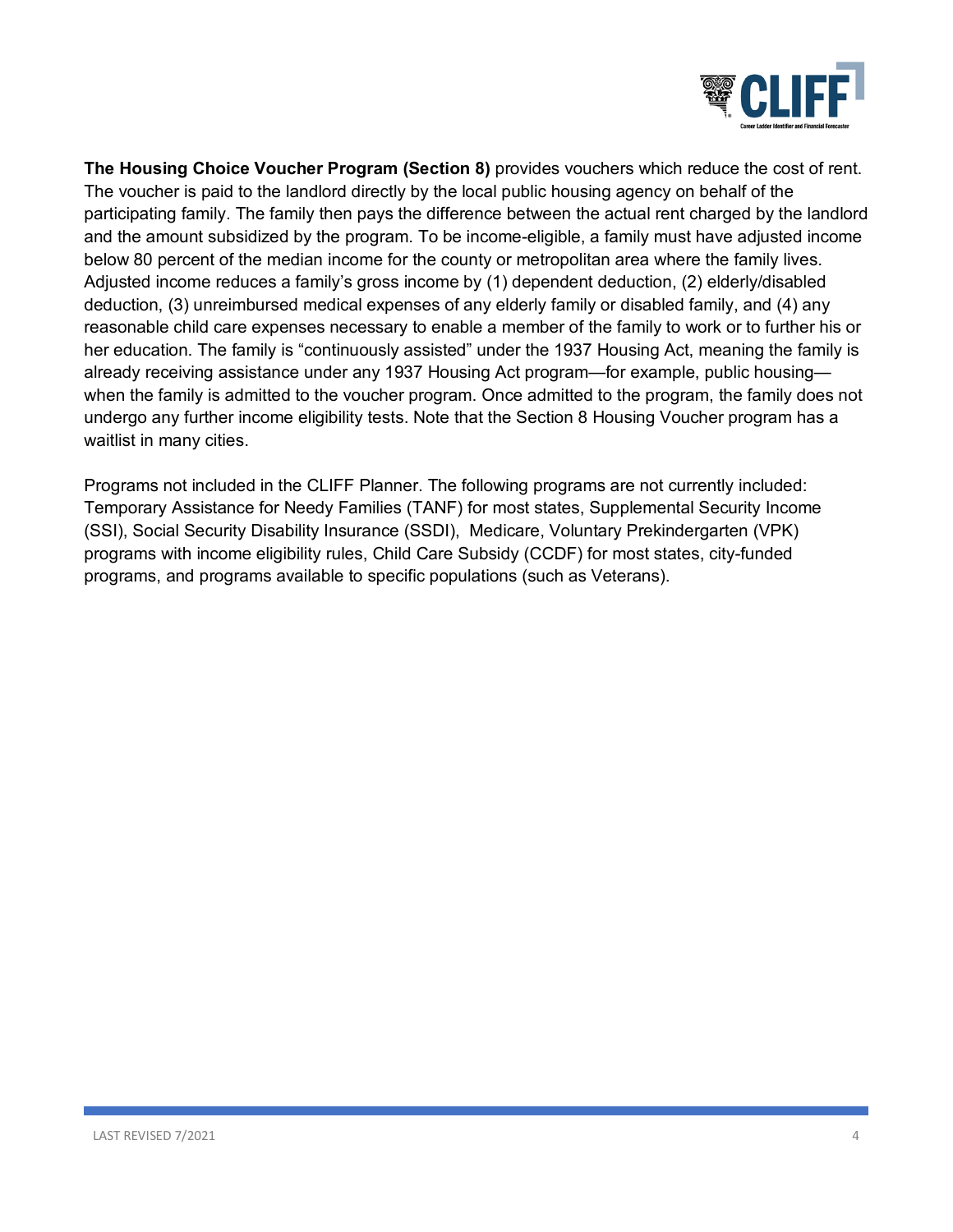**The Housing Choice Voucher Program (Section 8)** provides vouchers which reduce the cost of rent. The voucher is paid to the landlord directly by the local public housing agency on behalf of the participating family. The family then pays the difference between the actual rent charged by the landlord and the amount subsidized by the program. To be income-eligible, a family must have adjusted income below 80 percent of the median income for the county or metropolitan area where the family lives. Adjusted income reduces a family's gross income by (1) dependent deduction, (2) elderly/disabled deduction, (3) unreimbursed medical expenses of any elderly family or disabled family, and (4) any reasonable child care expenses necessary to enable a member of the family to work or to further his or her education. The family is "continuously assisted" under the 1937 Housing Act, meaning the family is already receiving assistance under any 1937 Housing Act program—for example, public housing—when the family is admitted to the voucher program. Once admitted to the program, the family does not undergo any further income eligibility tests. Note that the Section 8 Housing Voucher program has a waitlist in many cities.

Programs not included in the CLIFF Planner. The following programs are not currently included: Temporary Assistance for Needy Families (TANF) for most states, Supplemental Security Income (SSI), Social Security Disability Insurance (SSDI), Medicare, Voluntary Prekindergarten (VPK) programs with income eligibility rules, Child Care Subsidy (CCDF) for most states, city-funded programs, and programs available to specific populations (such as Veterans).